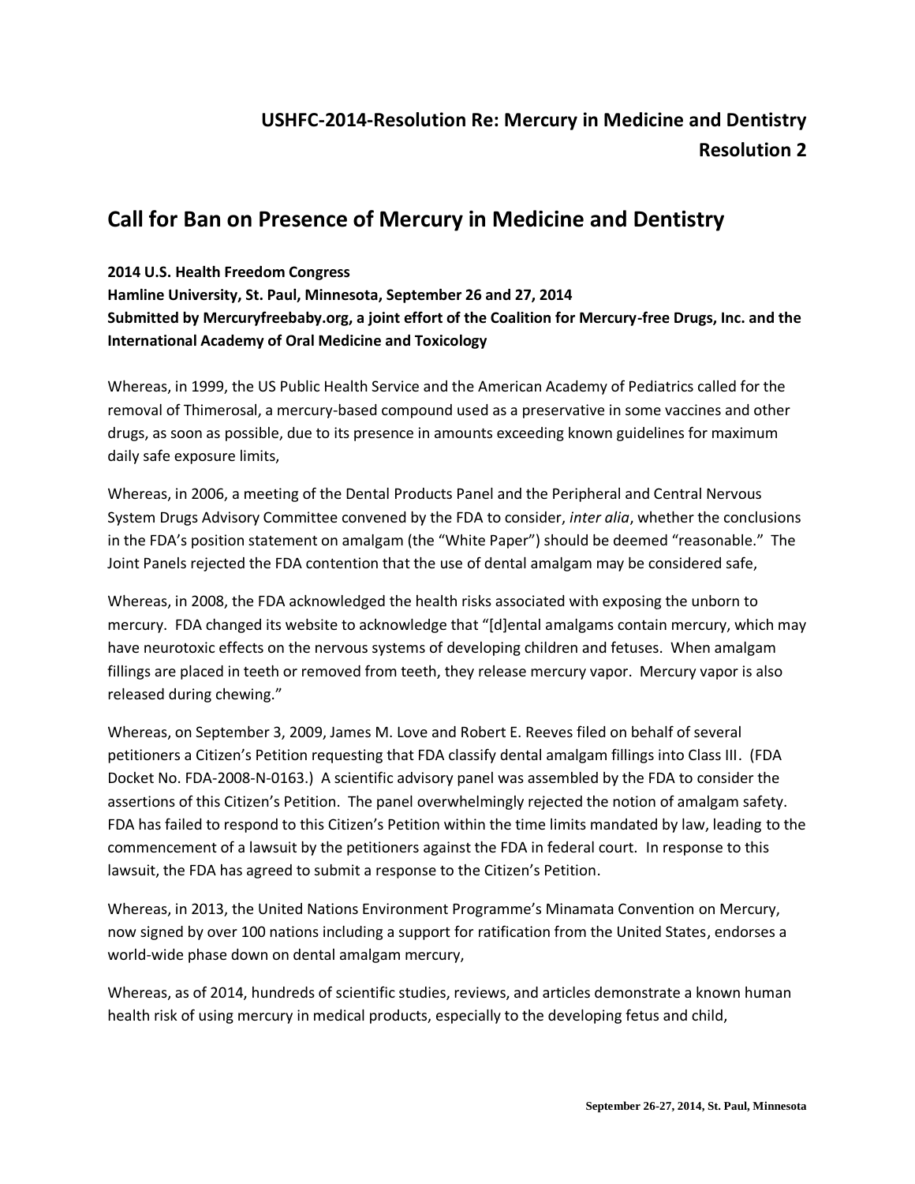## USHFC-2014-Resolution Re: Mercury in Medicine and Dentistry
## Resolution 2

# Call for Ban on Presence of Mercury in Medicine and Dentistry

**2014 U.S. Health Freedom Congress**
**Hamline University, St. Paul, Minnesota, September 26 and 27, 2014**
**Submitted by Mercuryfreebaby.org, a joint effort of the Coalition for Mercury-free Drugs, Inc. and the International Academy of Oral Medicine and Toxicology**

Whereas, in 1999, the US Public Health Service and the American Academy of Pediatrics called for the removal of Thimerosal, a mercury-based compound used as a preservative in some vaccines and other drugs, as soon as possible, due to its presence in amounts exceeding known guidelines for maximum daily safe exposure limits,

Whereas, in 2006, a meeting of the Dental Products Panel and the Peripheral and Central Nervous System Drugs Advisory Committee convened by the FDA to consider, *inter alia*, whether the conclusions in the FDA's position statement on amalgam (the "White Paper") should be deemed "reasonable." The Joint Panels rejected the FDA contention that the use of dental amalgam may be considered safe,

Whereas, in 2008, the FDA acknowledged the health risks associated with exposing the unborn to mercury. FDA changed its website to acknowledge that "[d]ental amalgams contain mercury, which may have neurotoxic effects on the nervous systems of developing children and fetuses. When amalgam fillings are placed in teeth or removed from teeth, they release mercury vapor. Mercury vapor is also released during chewing."

Whereas, on September 3, 2009, James M. Love and Robert E. Reeves filed on behalf of several petitioners a Citizen's Petition requesting that FDA classify dental amalgam fillings into Class III. (FDA Docket No. FDA-2008-N-0163.) A scientific advisory panel was assembled by the FDA to consider the assertions of this Citizen's Petition. The panel overwhelmingly rejected the notion of amalgam safety. FDA has failed to respond to this Citizen's Petition within the time limits mandated by law, leading to the commencement of a lawsuit by the petitioners against the FDA in federal court. In response to this lawsuit, the FDA has agreed to submit a response to the Citizen's Petition.

Whereas, in 2013, the United Nations Environment Programme's Minamata Convention on Mercury, now signed by over 100 nations including a support for ratification from the United States, endorses a world-wide phase down on dental amalgam mercury,

Whereas, as of 2014, hundreds of scientific studies, reviews, and articles demonstrate a known human health risk of using mercury in medical products, especially to the developing fetus and child,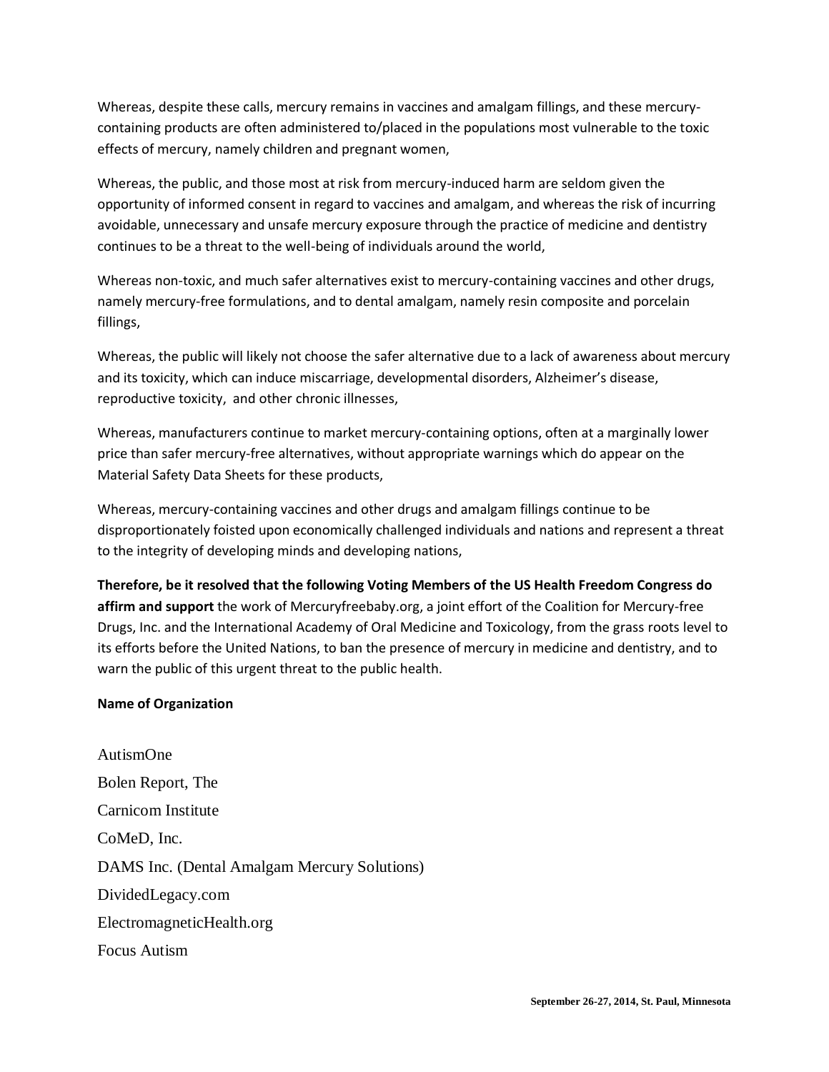Whereas, despite these calls, mercury remains in vaccines and amalgam fillings, and these mercury-containing products are often administered to/placed in the populations most vulnerable to the toxic effects of mercury, namely children and pregnant women,

Whereas, the public, and those most at risk from mercury-induced harm are seldom given the opportunity of informed consent in regard to vaccines and amalgam, and whereas the risk of incurring avoidable, unnecessary and unsafe mercury exposure through the practice of medicine and dentistry continues to be a threat to the well-being of individuals around the world,

Whereas non-toxic, and much safer alternatives exist to mercury-containing vaccines and other drugs, namely mercury-free formulations, and to dental amalgam, namely resin composite and porcelain fillings,

Whereas, the public will likely not choose the safer alternative due to a lack of awareness about mercury and its toxicity, which can induce miscarriage, developmental disorders, Alzheimer's disease, reproductive toxicity, and other chronic illnesses,

Whereas, manufacturers continue to market mercury-containing options, often at a marginally lower price than safer mercury-free alternatives, without appropriate warnings which do appear on the Material Safety Data Sheets for these products,

Whereas, mercury-containing vaccines and other drugs and amalgam fillings continue to be disproportionately foisted upon economically challenged individuals and nations and represent a threat to the integrity of developing minds and developing nations,

**Therefore, be it resolved that the following Voting Members of the US Health Freedom Congress do affirm and support** the work of Mercuryfreebaby.org, a joint effort of the Coalition for Mercury-free Drugs, Inc. and the International Academy of Oral Medicine and Toxicology, from the grass roots level to its efforts before the United Nations, to ban the presence of mercury in medicine and dentistry, and to warn the public of this urgent threat to the public health.

**Name of Organization**

AutismOne
Bolen Report, The
Carnicom Institute
CoMeD, Inc.
DAMS Inc. (Dental Amalgam Mercury Solutions)
DividedLegacy.com
ElectromagneticHealth.org
Focus Autism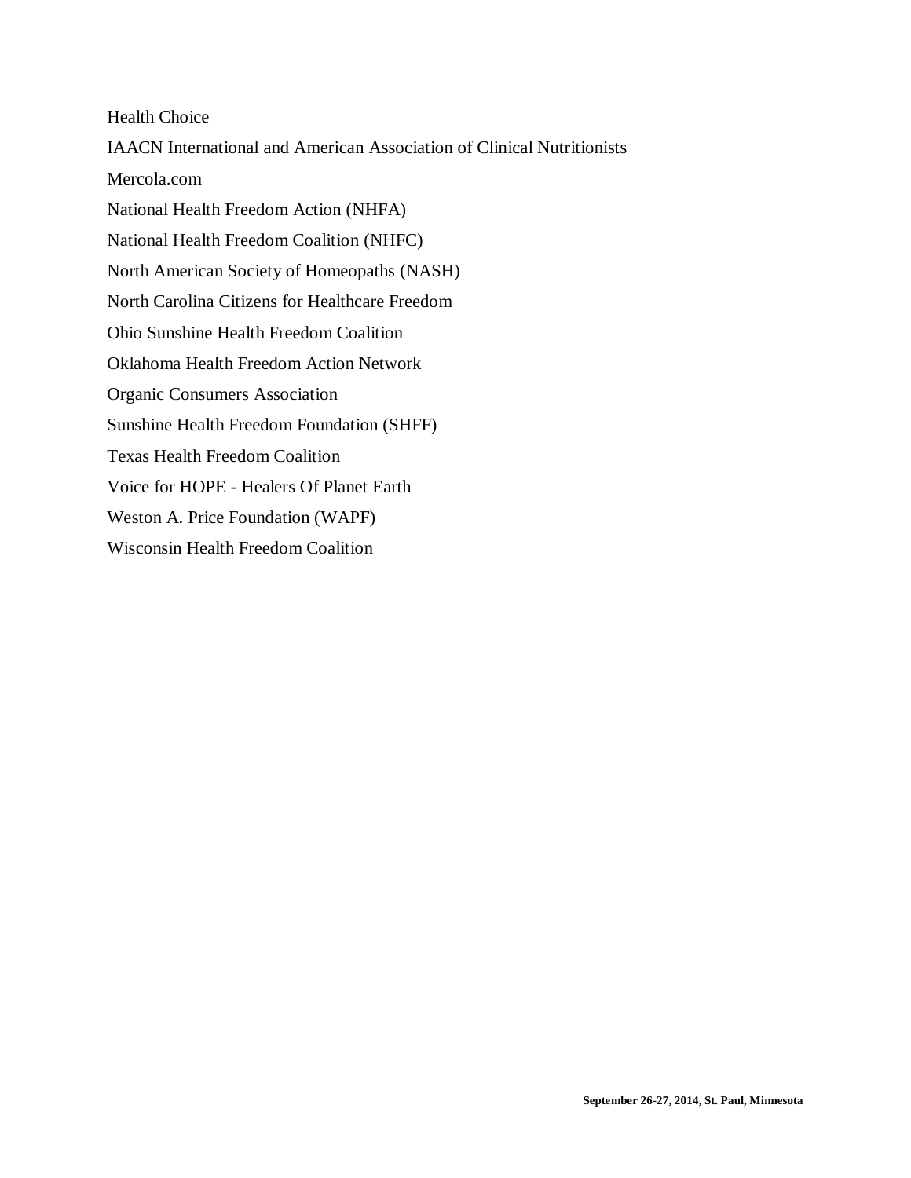Health Choice

IAACN International and American Association of Clinical Nutritionists

Mercola.com

National Health Freedom Action (NHFA)

National Health Freedom Coalition (NHFC)

North American Society of Homeopaths (NASH)

North Carolina Citizens for Healthcare Freedom

Ohio Sunshine Health Freedom Coalition

Oklahoma Health Freedom Action Network

Organic Consumers Association

Sunshine Health Freedom Foundation (SHFF)

Texas Health Freedom Coalition

Voice for HOPE - Healers Of Planet Earth

Weston A. Price Foundation (WAPF)

Wisconsin Health Freedom Coalition